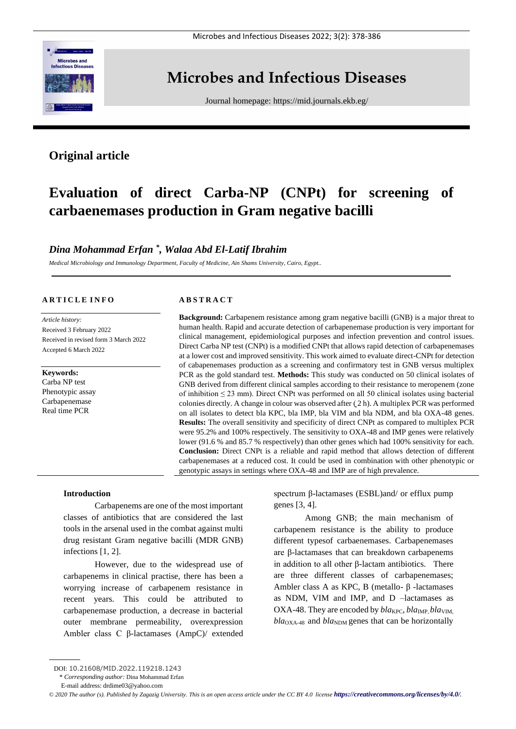# Microbes and Infectious Diseases

Journal homepage: https://mid.journals.ekb.eg/

**Original article**

# Evaluation of direct Carba-NP (CNPt) for screening of carbaenemases production in Gram negative bacilli

***Dina Mohammad Erfan [*], Walaa Abd El-Latif Ibrahim***

*Medical Microbiology and Immunology Department, Faculty of Medicine, Ain Shams University, Cairo, Egypt..*

**ARTICLE INFO**

*Article history:*
Received 3 February 2022
Received in revised form 3 March 2022
Accepted 6 March 2022

**Keywords:**
Carba NP test
Phenotypic assay
Carbapenemase
Real time PCR

**ABSTRACT**

**Background:** Carbapenem resistance among gram negative bacilli (GNB) is a major threat to human health. Rapid and accurate detection of carbapenemase production is very important for clinical management, epidemiological purposes and infection prevention and control issues. Direct Carba NP test (CNPt) is a modified CNPt that allows rapid detection of carbapenemases at a lower cost and improved sensitivity. This work aimed to evaluate direct-CNPt for detection of cabapenemases production as a screening and confirmatory test in GNB versus multiplex PCR as the gold standard test. **Methods:** This study was conducted on 50 clinical isolates of GNB derived from different clinical samples according to their resistance to meropenem (zone of inhibition ≤ 23 mm). Direct CNPt was performed on all 50 clinical isolates using bacterial colonies directly. A change in colour was observed after (2 h). A multiplex PCR was performed on all isolates to detect bla KPC, bla IMP, bla VIM and bla NDM, and bla OXA-48 genes. **Results:** The overall sensitivity and specificity of direct CNPt as compared to multiplex PCR were 95.2% and 100% respectively. The sensitivity to OXA-48 and IMP genes were relatively lower (91.6 % and 85.7 % respectively) than other genes which had 100% sensitivity for each. **Conclusion:** Direct CNPt is a reliable and rapid method that allows detection of different carbapenemases at a reduced cost. It could be used in combination with other phenotypic or genotypic assays in settings where OXA-48 and IMP are of high prevalence.

## Introduction

Carbapenems are one of the most important classes of antibiotics that are considered the last tools in the arsenal used in the combat against multi drug resistant Gram negative bacilli (MDR GNB) infections [1, 2].

However, due to the widespread use of carbapenems in clinical practise, there has been a worrying increase of carbapenem resistance in recent years. This could be attributed to carbapenemase production, a decrease in bacterial outer membrane permeability, overexpression Ambler class C β-lactamases (AmpC)/ extended spectrum β-lactamases (ESBL)and/ or efflux pump genes [3, 4].

Among GNB; the main mechanism of carbapenem resistance is the ability to produce different typesof carbaenemases. Carbapenemases are β-lactamases that can breakdown carbapenems in addition to all other β-lactam antibiotics. There are three different classes of carbapenemases; Ambler class A as KPC, B (metallo- β -lactamases as NDM, VIM and IMP, and D –lactamases as OXA-48. They are encoded by *bla*$_{KPC}$, *bla*$_{IMP}$, *bla*$_{VIM}$, *bla*$_{OXA-48}$ and *bla*$_{NDM}$ genes that can be horizontally

DOI: 10.21608/MID.2022.119218.1243

* *Corresponding author:* Dina Mohammad Erfan

E-mail address: drdime03@yahoo.com

*© 2020 The author (s). Published by Zagazig University. This is an open access article under the CC BY 4.0 license* ***https://creativecommons.org/licenses/by/4.0/.***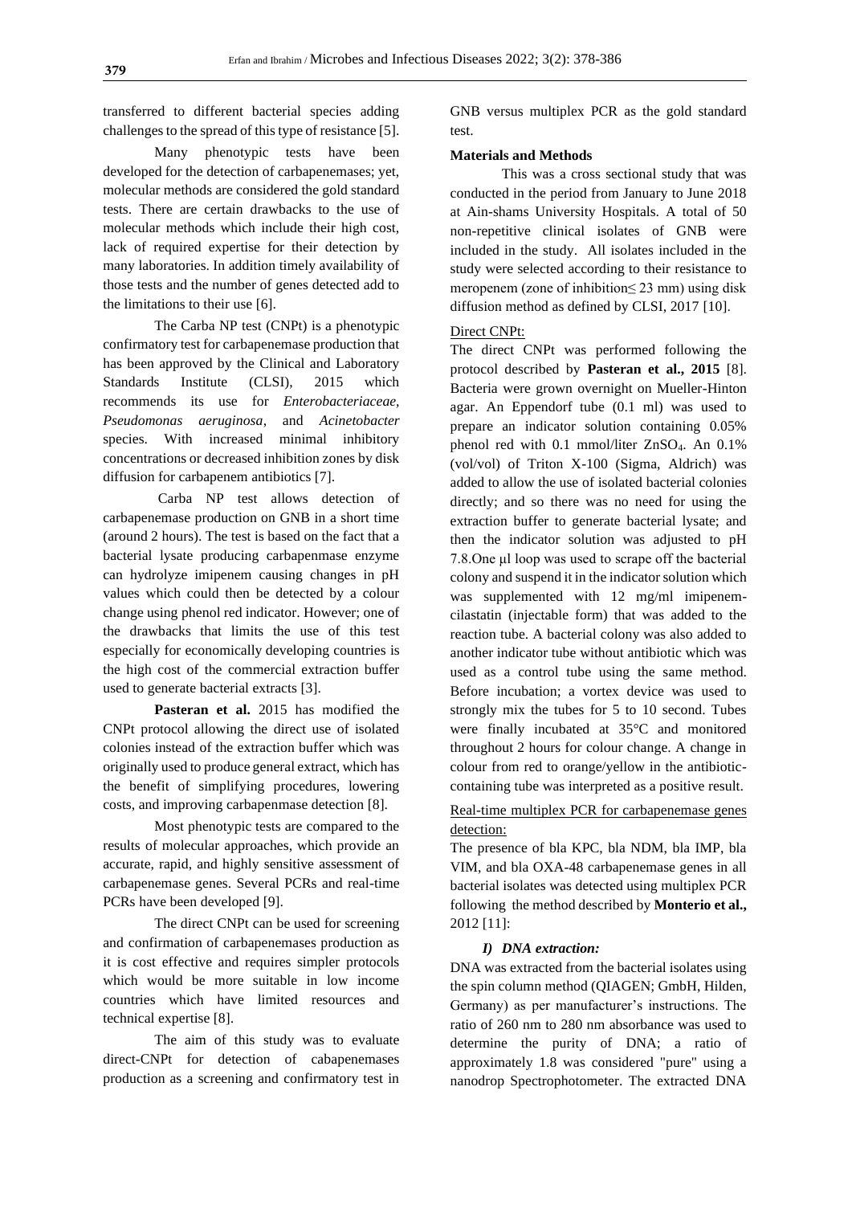transferred to different bacterial species adding challenges to the spread of this type of resistance [5].

Many phenotypic tests have been developed for the detection of carbapenemases; yet, molecular methods are considered the gold standard tests. There are certain drawbacks to the use of molecular methods which include their high cost, lack of required expertise for their detection by many laboratories. In addition timely availability of those tests and the number of genes detected add to the limitations to their use [6].

The Carba NP test (CNPt) is a phenotypic confirmatory test for carbapenemase production that has been approved by the Clinical and Laboratory Standards Institute (CLSI), 2015 which recommends its use for *Enterobacteriaceae, Pseudomonas aeruginosa*, and *Acinetobacter* species. With increased minimal inhibitory concentrations or decreased inhibition zones by disk diffusion for carbapenem antibiotics [7].

Carba NP test allows detection of carbapenemase production on GNB in a short time (around 2 hours). The test is based on the fact that a bacterial lysate producing carbapenmase enzyme can hydrolyze imipenem causing changes in pH values which could then be detected by a colour change using phenol red indicator. However; one of the drawbacks that limits the use of this test especially for economically developing countries is the high cost of the commercial extraction buffer used to generate bacterial extracts [3].

**Pasteran et al.** 2015 has modified the CNPt protocol allowing the direct use of isolated colonies instead of the extraction buffer which was originally used to produce general extract, which has the benefit of simplifying procedures, lowering costs, and improving carbapenmase detection [8].

Most phenotypic tests are compared to the results of molecular approaches, which provide an accurate, rapid, and highly sensitive assessment of carbapenemase genes. Several PCRs and real-time PCRs have been developed [9].

The direct CNPt can be used for screening and confirmation of carbapenemases production as it is cost effective and requires simpler protocols which would be more suitable in low income countries which have limited resources and technical expertise [8].

The aim of this study was to evaluate direct-CNPt for detection of cabapenemases production as a screening and confirmatory test in GNB versus multiplex PCR as the gold standard test.

**Materials and Methods**

This was a cross sectional study that was conducted in the period from January to June 2018 at Ain-shams University Hospitals. A total of 50 non-repetitive clinical isolates of GNB were included in the study. All isolates included in the study were selected according to their resistance to meropenem (zone of inhibition≤ 23 mm) using disk diffusion method as defined by CLSI, 2017 [10].

Direct CNPt:

The direct CNPt was performed following the protocol described by **Pasteran et al., 2015** [8]. Bacteria were grown overnight on Mueller-Hinton agar. An Eppendorf tube (0.1 ml) was used to prepare an indicator solution containing 0.05% phenol red with 0.1 mmol/liter $ZnSO_4$. An 0.1% (vol/vol) of Triton X-100 (Sigma, Aldrich) was added to allow the use of isolated bacterial colonies directly; and so there was no need for using the extraction buffer to generate bacterial lysate; and then the indicator solution was adjusted to pH 7.8.One μl loop was used to scrape off the bacterial colony and suspend it in the indicator solution which was supplemented with 12 mg/ml imipenem-cilastatin (injectable form) that was added to the reaction tube. A bacterial colony was also added to another indicator tube without antibiotic which was used as a control tube using the same method. Before incubation; a vortex device was used to strongly mix the tubes for 5 to 10 second. Tubes were finally incubated at 35°C and monitored throughout 2 hours for colour change. A change in colour from red to orange/yellow in the antibiotic-containing tube was interpreted as a positive result.

Real-time multiplex PCR for carbapenemase genes detection:

The presence of bla KPC, bla NDM, bla IMP, bla VIM, and bla OXA-48 carbapenemase genes in all bacterial isolates was detected using multiplex PCR following the method described by **Monterio et al.,** 2012 [11]:

***I) DNA extraction:***

DNA was extracted from the bacterial isolates using the spin column method (QIAGEN; GmbH, Hilden, Germany) as per manufacturer's instructions. The ratio of 260 nm to 280 nm absorbance was used to determine the purity of DNA; a ratio of approximately 1.8 was considered "pure" using a nanodrop Spectrophotometer. The extracted DNA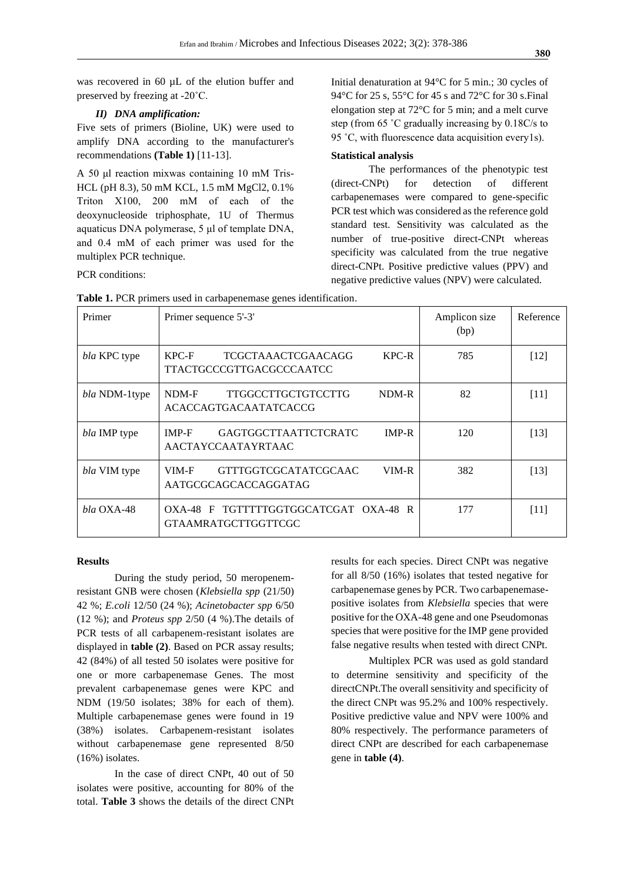was recovered in 60 µL of the elution buffer and preserved by freezing at -20˚C.

### *II) DNA amplification:*

Five sets of primers (Bioline, UK) were used to amplify DNA according to the manufacturer's recommendations **(Table 1)** [11-13].

A 50 µl reaction mixwas containing 10 mM Tris-HCL (pH 8.3), 50 mM KCL, 1.5 mM MgCl2, 0.1% Triton X100, 200 mM of each of the deoxynucleoside triphosphate, 1U of Thermus aquaticus DNA polymerase, 5 µl of template DNA, and 0.4 mM of each primer was used for the multiplex PCR technique.

PCR conditions:

Initial denaturation at 94°C for 5 min.; 30 cycles of 94°C for 25 s, 55°C for 45 s and 72°C for 30 s.Final elongation step at 72°C for 5 min; and a melt curve step (from 65 ˚C gradually increasing by 0.18C/s to 95 ˚C, with fluorescence data acquisition every1s).

### Statistical analysis

The performances of the phenotypic test (direct-CNPt) for detection of different carbapenemases were compared to gene-specific PCR test which was considered as the reference gold standard test. Sensitivity was calculated as the number of true-positive direct-CNPt whereas specificity was calculated from the true negative direct-CNPt. Positive predictive values (PPV) and negative predictive values (NPV) were calculated.

**Table 1.** PCR primers used in carbapenemase genes identification.

| Primer | Primer sequence 5'-3' | Amplicon size (bp) | Reference |
|---|---|---|---|
| *bla* KPC type | KPC-F TCGCTAAACTCGAACAGG KPC-R TTACTGCCCGTTGACGCCCAATCC | 785 | [12] |
| *bla* NDM-1type | NDM-F TTGGCCTTGCTGTCCTTG NDM-R ACACCAGTGACAATATCACCG | 82 | [11] |
| *bla* IMP type | IMP-F GAGTGGCTTAATTCTCRATC IMP-R AACTAYCCAATAYRTAAC | 120 | [13] |
| *bla* VIM type | VIM-F GTTTGGTCGCATATCGCAAC VIM-R AATGCGCAGCACCAGGATAG | 382 | [13] |
| *bla* OXA-48 | OXA-48 F TGTTTTTGGTGGCATCGAT OXA-48 R GTAAMRATGCTTGGTTCGC | 177 | [11] |

### Results

During the study period, 50 meropenem-resistant GNB were chosen (*Klebsiella spp* (21/50) 42 %; *E.coli* 12/50 (24 %); *Acinetobacter spp* 6/50 (12 %); and *Proteus spp* 2/50 (4 %).The details of PCR tests of all carbapenem-resistant isolates are displayed in **table (2)**. Based on PCR assay results; 42 (84%) of all tested 50 isolates were positive for one or more carbapenemase Genes. The most prevalent carbapenemase genes were KPC and NDM (19/50 isolates; 38% for each of them). Multiple carbapenemase genes were found in 19 (38%) isolates. Carbapenem-resistant isolates without carbapenemase gene represented 8/50 (16%) isolates.

In the case of direct CNPt, 40 out of 50 isolates were positive, accounting for 80% of the total. **Table 3** shows the details of the direct CNPt results for each species. Direct CNPt was negative for all 8/50 (16%) isolates that tested negative for carbapenemase genes by PCR. Two carbapenemase-positive isolates from *Klebsiella* species that were positive for the OXA-48 gene and one Pseudomonas species that were positive for the IMP gene provided false negative results when tested with direct CNPt.

Multiplex PCR was used as gold standard to determine sensitivity and specificity of the directCNPt.The overall sensitivity and specificity of the direct CNPt was 95.2% and 100% respectively. Positive predictive value and NPV were 100% and 80% respectively. The performance parameters of direct CNPt are described for each carbapenemase gene in **table (4)**.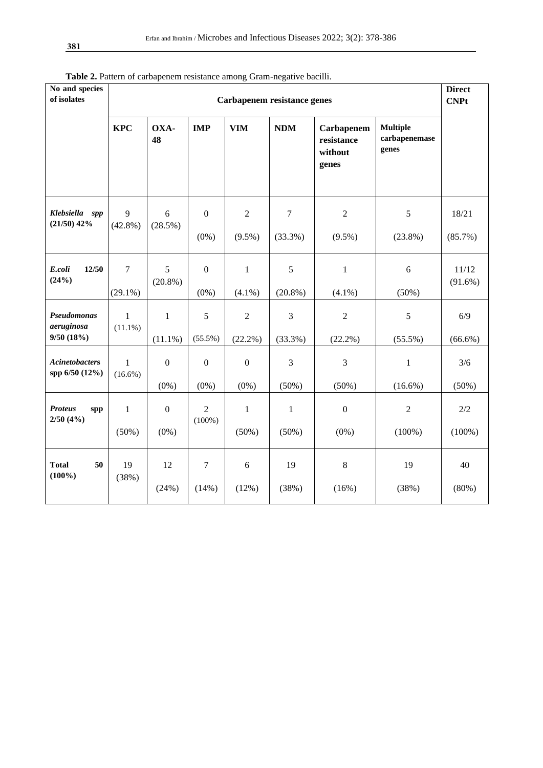**Table 2.** Pattern of carbapenem resistance among Gram-negative bacilli.

| No and species of isolates | Carbapenem resistance genes | | | | | | | Direct CNPt |
|---|---|---|---|---|---|---|---|---|
| | **KPC** | **OXA-48** | **IMP** | **VIM** | **NDM** | **Carbapenem resistance without genes** | **Multiple carbapenemase genes** | |
| ***Klebsiella spp* (21/50) 42%** | 9 (42.8%) | 6 (28.5%) | 0 (0%) | 2 (9.5%) | 7 (33.3%) | 2 (9.5%) | 5 (23.8%) | 18/21 (85.7%) |
| ***E.coli* 12/50 (24%)** | 7 (29.1%) | 5 (20.8%) | 0 (0%) | 1 (4.1%) | 5 (20.8%) | 1 (4.1%) | 6 (50%) | 11/12 (91.6%) |
| ***Pseudomonas aeruginosa* 9/50 (18%)** | 1 (11.1%) | 1 (11.1%) | 5 (55.5%) | 2 (22.2%) | 3 (33.3%) | 2 (22.2%) | 5 (55.5%) | 6/9 (66.6%) |
| ***Acinetobacters* spp 6/50 (12%)** | 1 (16.6%) | 0 (0%) | 0 (0%) | 0 (0%) | 3 (50%) | 3 (50%) | 1 (16.6%) | 3/6 (50%) |
| ***Proteus* spp 2/50 (4%)** | 1 (50%) | 0 (0%) | 2 (100%) | 1 (50%) | 1 (50%) | 0 (0%) | 2 (100%) | 2/2 (100%) |
| **Total 50 (100%)** | 19 (38%) | 12 (24%) | 7 (14%) | 6 (12%) | 19 (38%) | 8 (16%) | 19 (38%) | 40 (80%) |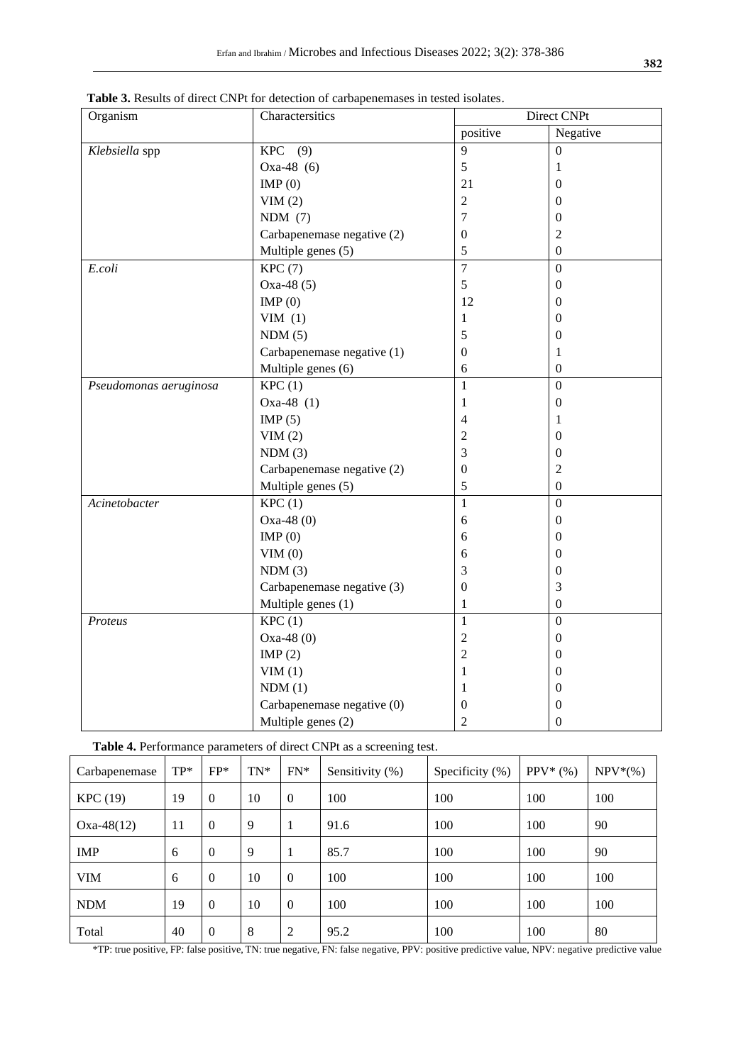**Table 3.** Results of direct CNPt for detection of carbapenemases in tested isolates.

| Organism | Charactersitics | Direct CNPt | |
|---|---|---|---|
| | | positive | Negative |
| *Klebsiella* spp | KPC (9) | 9 | 0 |
| | Oxa-48 (6) | 5 | 1 |
| | IMP (0) | 21 | 0 |
| | VIM (2) | 2 | 0 |
| | NDM (7) | 7 | 0 |
| | Carbapenemase negative (2) | 0 | 2 |
| | Multiple genes (5) | 5 | 0 |
| *E.coli* | KPC (7) | 7 | 0 |
| | Oxa-48 (5) | 5 | 0 |
| | IMP (0) | 12 | 0 |
| | VIM (1) | 1 | 0 |
| | NDM (5) | 5 | 0 |
| | Carbapenemase negative (1) | 0 | 1 |
| | Multiple genes (6) | 6 | 0 |
| *Pseudomonas aeruginosa* | KPC (1) | 1 | 0 |
| | Oxa-48 (1) | 1 | 0 |
| | IMP (5) | 4 | 1 |
| | VIM (2) | 2 | 0 |
| | NDM (3) | 3 | 0 |
| | Carbapenemase negative (2) | 0 | 2 |
| | Multiple genes (5) | 5 | 0 |
| *Acinetobacter* | KPC (1) | 1 | 0 |
| | Oxa-48 (0) | 6 | 0 |
| | IMP (0) | 6 | 0 |
| | VIM (0) | 6 | 0 |
| | NDM (3) | 3 | 0 |
| | Carbapenemase negative (3) | 0 | 3 |
| | Multiple genes (1) | 1 | 0 |
| *Proteus* | KPC (1) | 1 | 0 |
| | Oxa-48 (0) | 2 | 0 |
| | IMP (2) | 2 | 0 |
| | VIM (1) | 1 | 0 |
| | NDM (1) | 1 | 0 |
| | Carbapenemase negative (0) | 0 | 0 |
| | Multiple genes (2) | 2 | 0 |

**Table 4.** Performance parameters of direct CNPt as a screening test.

| Carbapenemase | TP* | FP* | TN* | FN* | Sensitivity (%) | Specificity (%) | PPV* (%) | NPV*(%) |
|---|---|---|---|---|---|---|---|---|
| KPC (19) | 19 | 0 | 10 | 0 | 100 | 100 | 100 | 100 |
| Oxa-48(12) | 11 | 0 | 9 | 1 | 91.6 | 100 | 100 | 90 |
| IMP | 6 | 0 | 9 | 1 | 85.7 | 100 | 100 | 90 |
| VIM | 6 | 0 | 10 | 0 | 100 | 100 | 100 | 100 |
| NDM | 19 | 0 | 10 | 0 | 100 | 100 | 100 | 100 |
| Total | 40 | 0 | 8 | 2 | 95.2 | 100 | 100 | 80 |

*TP: true positive, FP: false positive, TN: true negative, FN: false negative, PPV: positive predictive value, NPV: negative predictive value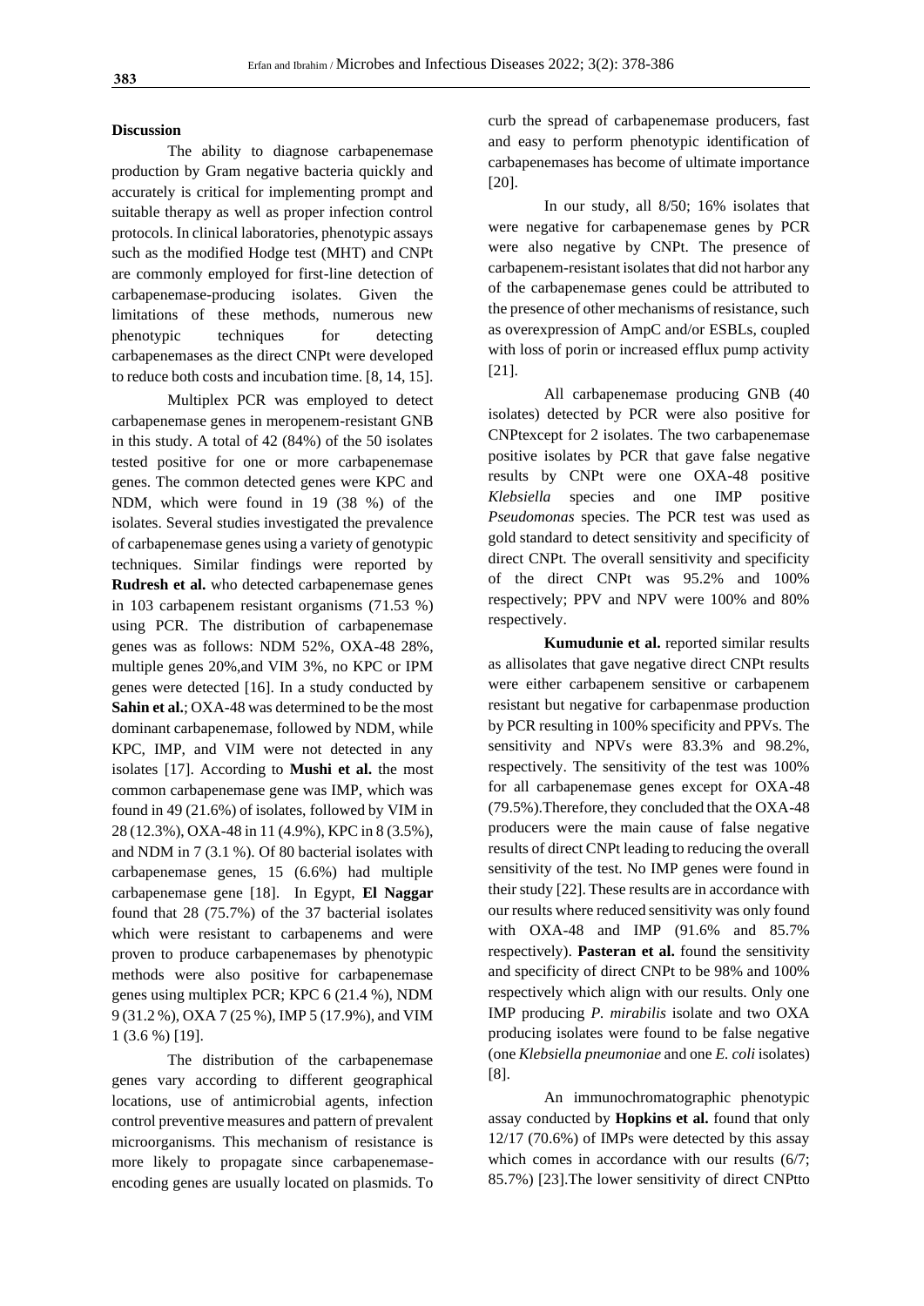## Discussion

The ability to diagnose carbapenemase production by Gram negative bacteria quickly and accurately is critical for implementing prompt and suitable therapy as well as proper infection control protocols. In clinical laboratories, phenotypic assays such as the modified Hodge test (MHT) and CNPt are commonly employed for first-line detection of carbapenemase-producing isolates. Given the limitations of these methods, numerous new phenotypic techniques for detecting carbapenemases as the direct CNPt were developed to reduce both costs and incubation time. [8, 14, 15].

Multiplex PCR was employed to detect carbapenemase genes in meropenem-resistant GNB in this study. A total of 42 (84%) of the 50 isolates tested positive for one or more carbapenemase genes. The common detected genes were KPC and NDM, which were found in 19 (38 %) of the isolates. Several studies investigated the prevalence of carbapenemase genes using a variety of genotypic techniques. Similar findings were reported by **Rudresh et al.** who detected carbapenemase genes in 103 carbapenem resistant organisms (71.53 %) using PCR. The distribution of carbapenemase genes was as follows: NDM 52%, OXA-48 28%, multiple genes 20%,and VIM 3%, no KPC or IPM genes were detected [16]. In a study conducted by **Sahin et al.**; OXA-48 was determined to be the most dominant carbapenemase, followed by NDM, while KPC, IMP, and VIM were not detected in any isolates [17]. According to **Mushi et al.** the most common carbapenemase gene was IMP, which was found in 49 (21.6%) of isolates, followed by VIM in 28 (12.3%), OXA-48 in 11 (4.9%), KPC in 8 (3.5%), and NDM in 7 (3.1 %). Of 80 bacterial isolates with carbapenemase genes, 15 (6.6%) had multiple carbapenemase gene [18]. In Egypt, **El Naggar** found that 28 (75.7%) of the 37 bacterial isolates which were resistant to carbapenems and were proven to produce carbapenemases by phenotypic methods were also positive for carbapenemase genes using multiplex PCR; KPC 6 (21.4 %), NDM 9 (31.2 %), OXA 7 (25 %), IMP 5 (17.9%), and VIM 1 (3.6 %) [19].

The distribution of the carbapenemase genes vary according to different geographical locations, use of antimicrobial agents, infection control preventive measures and pattern of prevalent microorganisms. This mechanism of resistance is more likely to propagate since carbapenemase-encoding genes are usually located on plasmids. To curb the spread of carbapenemase producers, fast and easy to perform phenotypic identification of carbapenemases has become of ultimate importance [20].

In our study, all 8/50; 16% isolates that were negative for carbapenemase genes by PCR were also negative by CNPt. The presence of carbapenem-resistant isolates that did not harbor any of the carbapenemase genes could be attributed to the presence of other mechanisms of resistance, such as overexpression of AmpC and/or ESBLs, coupled with loss of porin or increased efflux pump activity [21].

All carbapenemase producing GNB (40 isolates) detected by PCR were also positive for CNPtexcept for 2 isolates. The two carbapenemase positive isolates by PCR that gave false negative results by CNPt were one OXA-48 positive *Klebsiella* species and one IMP positive *Pseudomonas* species. The PCR test was used as gold standard to detect sensitivity and specificity of direct CNPt. The overall sensitivity and specificity of the direct CNPt was 95.2% and 100% respectively; PPV and NPV were 100% and 80% respectively.

**Kumudunie et al.** reported similar results as allisolates that gave negative direct CNPt results were either carbapenem sensitive or carbapenem resistant but negative for carbapenmase production by PCR resulting in 100% specificity and PPVs. The sensitivity and NPVs were 83.3% and 98.2%, respectively. The sensitivity of the test was 100% for all carbapenemase genes except for OXA-48 (79.5%).Therefore, they concluded that the OXA-48 producers were the main cause of false negative results of direct CNPt leading to reducing the overall sensitivity of the test. No IMP genes were found in their study [22]. These results are in accordance with our results where reduced sensitivity was only found with OXA-48 and IMP (91.6% and 85.7% respectively). **Pasteran et al.** found the sensitivity and specificity of direct CNPt to be 98% and 100% respectively which align with our results. Only one IMP producing *P. mirabilis* isolate and two OXA producing isolates were found to be false negative (one *Klebsiella pneumoniae* and one *E. coli* isolates) [8].

An immunochromatographic phenotypic assay conducted by **Hopkins et al.** found that only 12/17 (70.6%) of IMPs were detected by this assay which comes in accordance with our results (6/7; 85.7%) [23].The lower sensitivity of direct CNPtto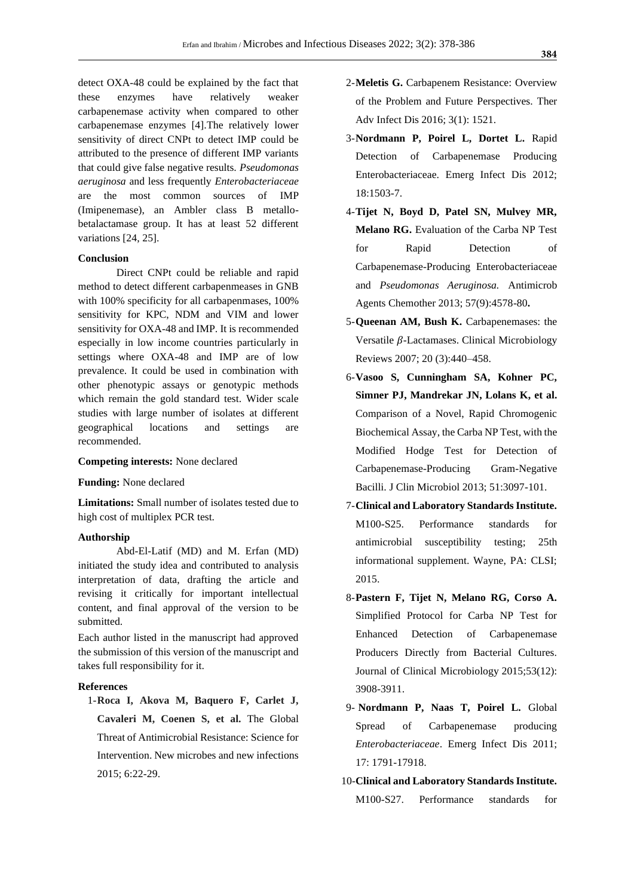detect OXA-48 could be explained by the fact that these enzymes have relatively weaker carbapenemase activity when compared to other carbapenemase enzymes [4].The relatively lower sensitivity of direct CNPt to detect IMP could be attributed to the presence of different IMP variants that could give false negative results. *Pseudomonas aeruginosa* and less frequently *Enterobacteriaceae* are the most common sources of IMP (Imipenemase), an Ambler class B metallo-betalactamase group. It has at least 52 different variations [24, 25].

**Conclusion**

Direct CNPt could be reliable and rapid method to detect different carbapenmeases in GNB with 100% specificity for all carbapenmases, 100% sensitivity for KPC, NDM and VIM and lower sensitivity for OXA-48 and IMP. It is recommended especially in low income countries particularly in settings where OXA-48 and IMP are of low prevalence. It could be used in combination with other phenotypic assays or genotypic methods which remain the gold standard test. Wider scale studies with large number of isolates at different geographical locations and settings are recommended.

**Competing interests:** None declared

**Funding:** None declared

**Limitations:** Small number of isolates tested due to high cost of multiplex PCR test.

**Authorship**

Abd-El-Latif (MD) and M. Erfan (MD) initiated the study idea and contributed to analysis interpretation of data, drafting the article and revising it critically for important intellectual content, and final approval of the version to be submitted.

Each author listed in the manuscript had approved the submission of this version of the manuscript and takes full responsibility for it.

**References**

1- **Roca I, Akova M, Baquero F, Carlet J, Cavaleri M, Coenen S, et al.** The Global Threat of Antimicrobial Resistance: Science for Intervention. New microbes and new infections 2015; 6:22-29.

2- **Meletis G.** Carbapenem Resistance: Overview of the Problem and Future Perspectives. Ther Adv Infect Dis 2016; 3(1): 1521.

3- **Nordmann P, Poirel L, Dortet L.** Rapid Detection of Carbapenemase Producing Enterobacteriaceae. Emerg Infect Dis 2012; 18:1503-7.

4- **Tijet N, Boyd D, Patel SN, Mulvey MR, Melano RG.** Evaluation of the Carba NP Test for Rapid Detection of Carbapenemase-Producing Enterobacteriaceae and *Pseudomonas Aeruginosa.* Antimicrob Agents Chemother 2013; 57(9):4578-80**.**

5- **Queenan AM, Bush K.** Carbapenemases: the Versatile $\beta$-Lactamases. Clinical Microbiology Reviews 2007; 20 (3):440–458.

6- **Vasoo S, Cunningham SA, Kohner PC, Simner PJ, Mandrekar JN, Lolans K, et al.** Comparison of a Novel, Rapid Chromogenic Biochemical Assay, the Carba NP Test, with the Modified Hodge Test for Detection of Carbapenemase-Producing Gram-Negative Bacilli. J Clin Microbiol 2013; 51:3097-101.

7- **Clinical and Laboratory Standards Institute.** M100-S25. Performance standards for antimicrobial susceptibility testing; 25th informational supplement. Wayne, PA: CLSI; 2015.

8- **Pastern F, Tijet N, Melano RG, Corso A.** Simplified Protocol for Carba NP Test for Enhanced Detection of Carbapenemase Producers Directly from Bacterial Cultures. Journal of Clinical Microbiology 2015;53(12): 3908-3911.

9- **Nordmann P, Naas T, Poirel L.** Global Spread of Carbapenemase producing *Enterobacteriaceae*. Emerg Infect Dis 2011; 17: 1791-17918.

10- **Clinical and Laboratory Standards Institute.** M100-S27. Performance standards for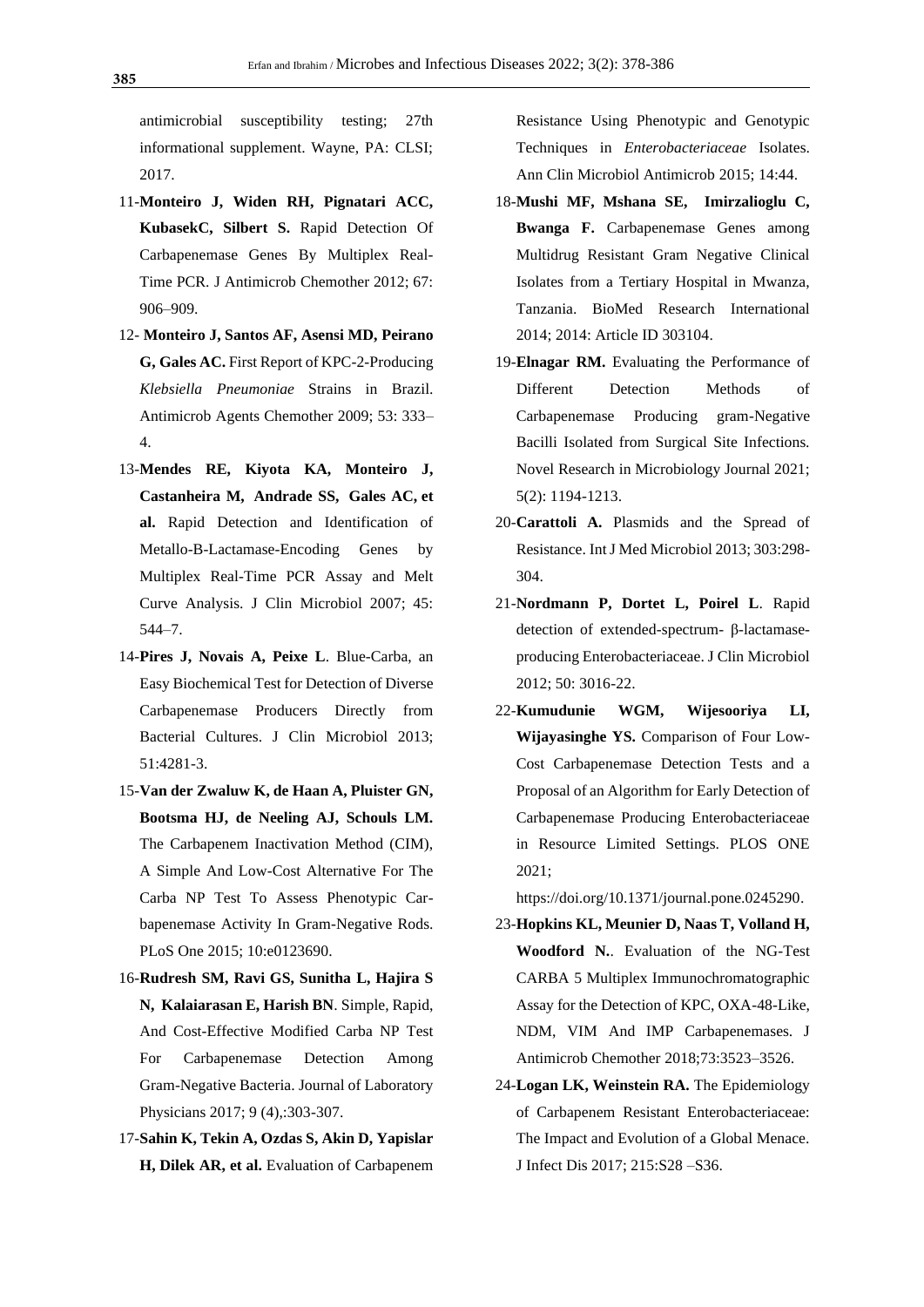antimicrobial susceptibility testing; 27th informational supplement. Wayne, PA: CLSI; 2017.

11-**Monteiro J, Widen RH, Pignatari ACC, KubasekC, Silbert S.** Rapid Detection Of Carbapenemase Genes By Multiplex Real-Time PCR. J Antimicrob Chemother 2012; 67: 906–909.

12- **Monteiro J, Santos AF, Asensi MD, Peirano G, Gales AC.** First Report of KPC-2-Producing *Klebsiella Pneumoniae* Strains in Brazil. Antimicrob Agents Chemother 2009; 53: 333–4.

13-**Mendes RE, Kiyota KA, Monteiro J, Castanheira M, Andrade SS, Gales AC, et al.** Rapid Detection and Identification of Metallo-Β-Lactamase-Encoding Genes by Multiplex Real-Time PCR Assay and Melt Curve Analysis. J Clin Microbiol 2007; 45: 544–7.

14-**Pires J, Novais A, Peixe L**. Blue-Carba, an Easy Biochemical Test for Detection of Diverse Carbapenemase Producers Directly from Bacterial Cultures. J Clin Microbiol 2013; 51:4281-3.

15-**Van der Zwaluw K, de Haan A, Pluister GN, Bootsma HJ, de Neeling AJ, Schouls LM.** The Carbapenem Inactivation Method (CIM), A Simple And Low-Cost Alternative For The Carba NP Test To Assess Phenotypic Carbapenemase Activity In Gram-Negative Rods. PLoS One 2015; 10:e0123690.

16-**Rudresh SM, Ravi GS, Sunitha L, Hajira S N, Kalaiarasan E, Harish BN**. Simple, Rapid, And Cost-Effective Modified Carba NP Test For Carbapenemase Detection Among Gram-Negative Bacteria. Journal of Laboratory Physicians 2017; 9 (4),:303-307.

17-**Sahin K, Tekin A, Ozdas S, Akin D, Yapislar H, Dilek AR, et al.** Evaluation of Carbapenem Resistance Using Phenotypic and Genotypic Techniques in *Enterobacteriaceae* Isolates. Ann Clin Microbiol Antimicrob 2015; 14:44.

18-**Mushi MF, Mshana SE, Imirzalioglu C, Bwanga F.** Carbapenemase Genes among Multidrug Resistant Gram Negative Clinical Isolates from a Tertiary Hospital in Mwanza, Tanzania. BioMed Research International 2014; 2014: Article ID 303104.

19-**Elnagar RM.** Evaluating the Performance of Different Detection Methods of Carbapenemase Producing gram-Negative Bacilli Isolated from Surgical Site Infections. Novel Research in Microbiology Journal 2021; 5(2): 1194-1213.

20-**Carattoli A.** Plasmids and the Spread of Resistance. Int J Med Microbiol 2013; 303:298-304.

21-**Nordmann P, Dortet L, Poirel L**. Rapid detection of extended-spectrum- β-lactamase-producing Enterobacteriaceae. J Clin Microbiol 2012; 50: 3016-22.

22-**Kumudunie WGM, Wijesooriya LI, Wijayasinghe YS.** Comparison of Four Low-Cost Carbapenemase Detection Tests and a Proposal of an Algorithm for Early Detection of Carbapenemase Producing Enterobacteriaceae in Resource Limited Settings. PLOS ONE 2021; https://doi.org/10.1371/journal.pone.0245290.

23-**Hopkins KL, Meunier D, Naas T, Volland H, Woodford N.**. Evaluation of the NG-Test CARBA 5 Multiplex Immunochromatographic Assay for the Detection of KPC, OXA-48-Like, NDM, VIM And IMP Carbapenemases. J Antimicrob Chemother 2018;73:3523–3526.

24-**Logan LK, Weinstein RA.** The Epidemiology of Carbapenem Resistant Enterobacteriaceae: The Impact and Evolution of a Global Menace. J Infect Dis 2017; 215:S28 –S36.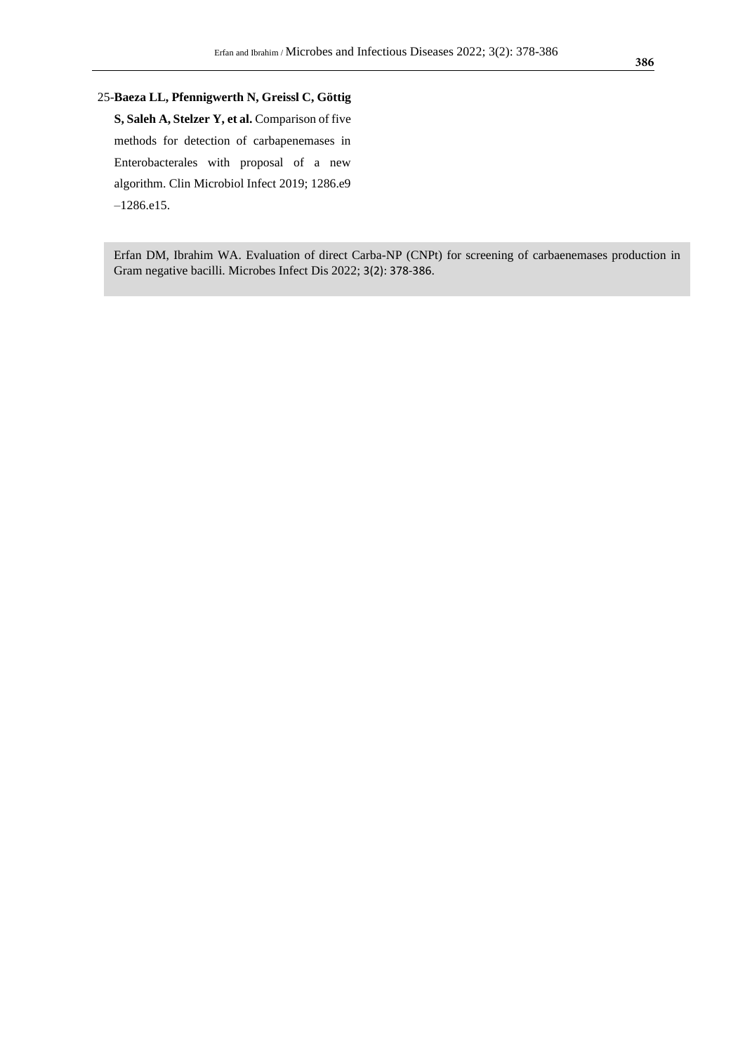25-**Baeza LL, Pfennigwerth N, Greissl C, Göttig S, Saleh A, Stelzer Y, et al.** Comparison of five methods for detection of carbapenemases in Enterobacterales with proposal of a new algorithm. Clin Microbiol Infect 2019; 1286.e9 –1286.e15.

Erfan DM, Ibrahim WA. Evaluation of direct Carba-NP (CNPt) for screening of carbaenemases production in Gram negative bacilli. Microbes Infect Dis 2022; 3(2): 378-386.